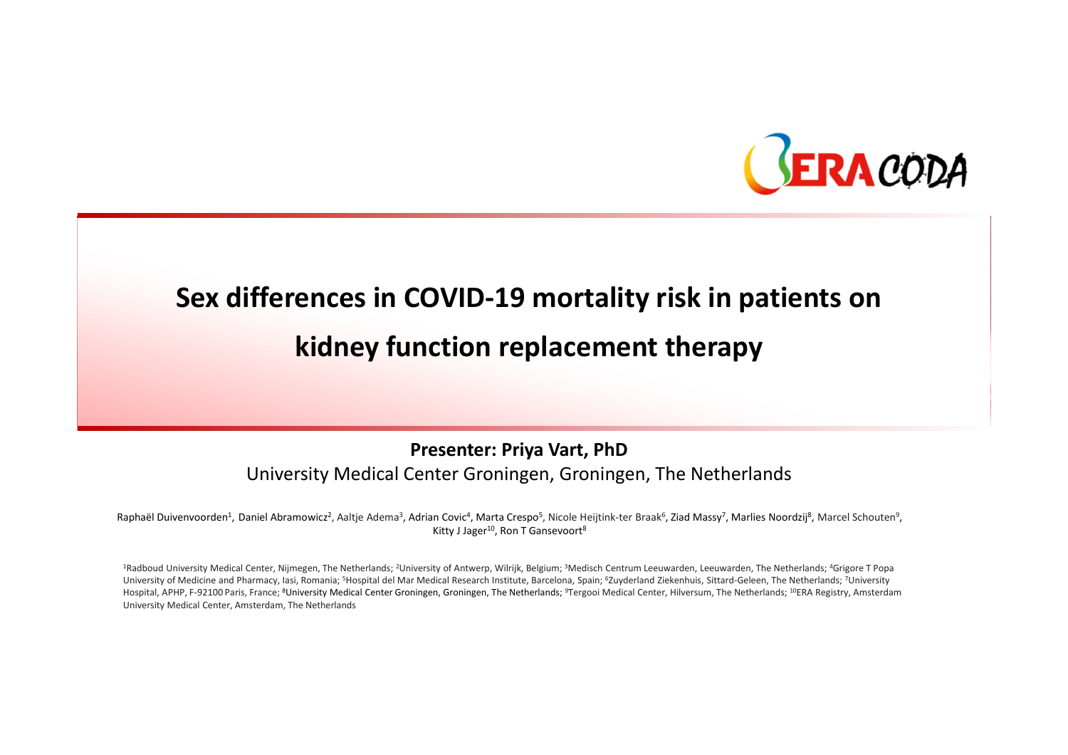ERA CODA

# Sex differences in COVID-19 mortality risk in patients on kidney function replacement therapy

**Presenter: Priya Vart, PhD**

University Medical Center Groningen, Groningen, The Netherlands

Raphaël Duivenvoorden[1], Daniel Abramowicz[2], Aaltje Adema[3], Adrian Covic[4], Marta Crespo[5], Nicole Heijtink-ter Braak[6], Ziad Massy[7], Marlies Noordzij[8], Marcel Schouten[9], Kitty J Jager[10], Ron T Gansevoort[8]

[1]Radboud University Medical Center, Nijmegen, The Netherlands; [2]University of Antwerp, Wilrijk, Belgium; [3]Medisch Centrum Leeuwarden, Leeuwarden, The Netherlands; [4]Grigore T Popa University of Medicine and Pharmacy, Iasi, Romania; [5]Hospital del Mar Medical Research Institute, Barcelona, Spain; [6]Zuyderland Ziekenhuis, Sittard-Geleen, The Netherlands; [7]University Hospital, APHP, F-92100 Paris, France; [8]University Medical Center Groningen, Groningen, The Netherlands; [9]Tergooi Medical Center, Hilversum, The Netherlands; [10]ERA Registry, Amsterdam University Medical Center, Amsterdam, The Netherlands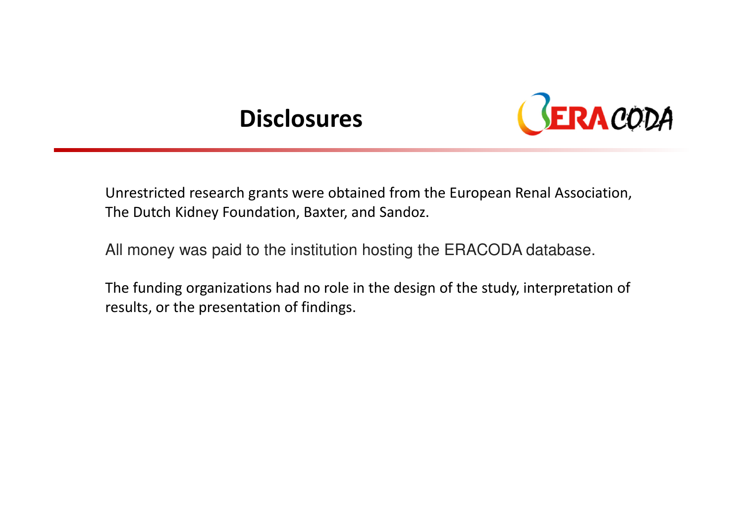# Disclosures

Unrestricted research grants were obtained from the European Renal Association, The Dutch Kidney Foundation, Baxter, and Sandoz.

All money was paid to the institution hosting the ERACODA database.

The funding organizations had no role in the design of the study, interpretation of results, or the presentation of findings.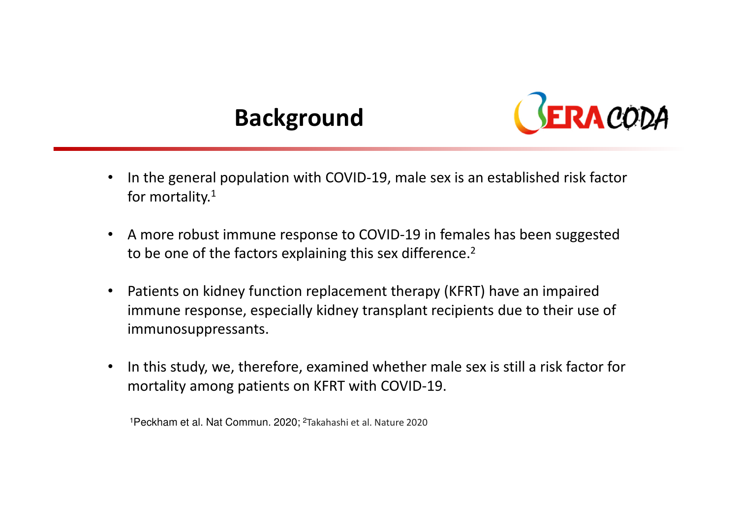## Background

- In the general population with COVID-19, male sex is an established risk factor for mortality.[1]
- A more robust immune response to COVID-19 in females has been suggested to be one of the factors explaining this sex difference.[2]
- Patients on kidney function replacement therapy (KFRT) have an impaired immune response, especially kidney transplant recipients due to their use of immunosuppressants.
- In this study, we, therefore, examined whether male sex is still a risk factor for mortality among patients on KFRT with COVID-19.

[1]Peckham et al. Nat Commun. 2020; [2]Takahashi et al. Nature 2020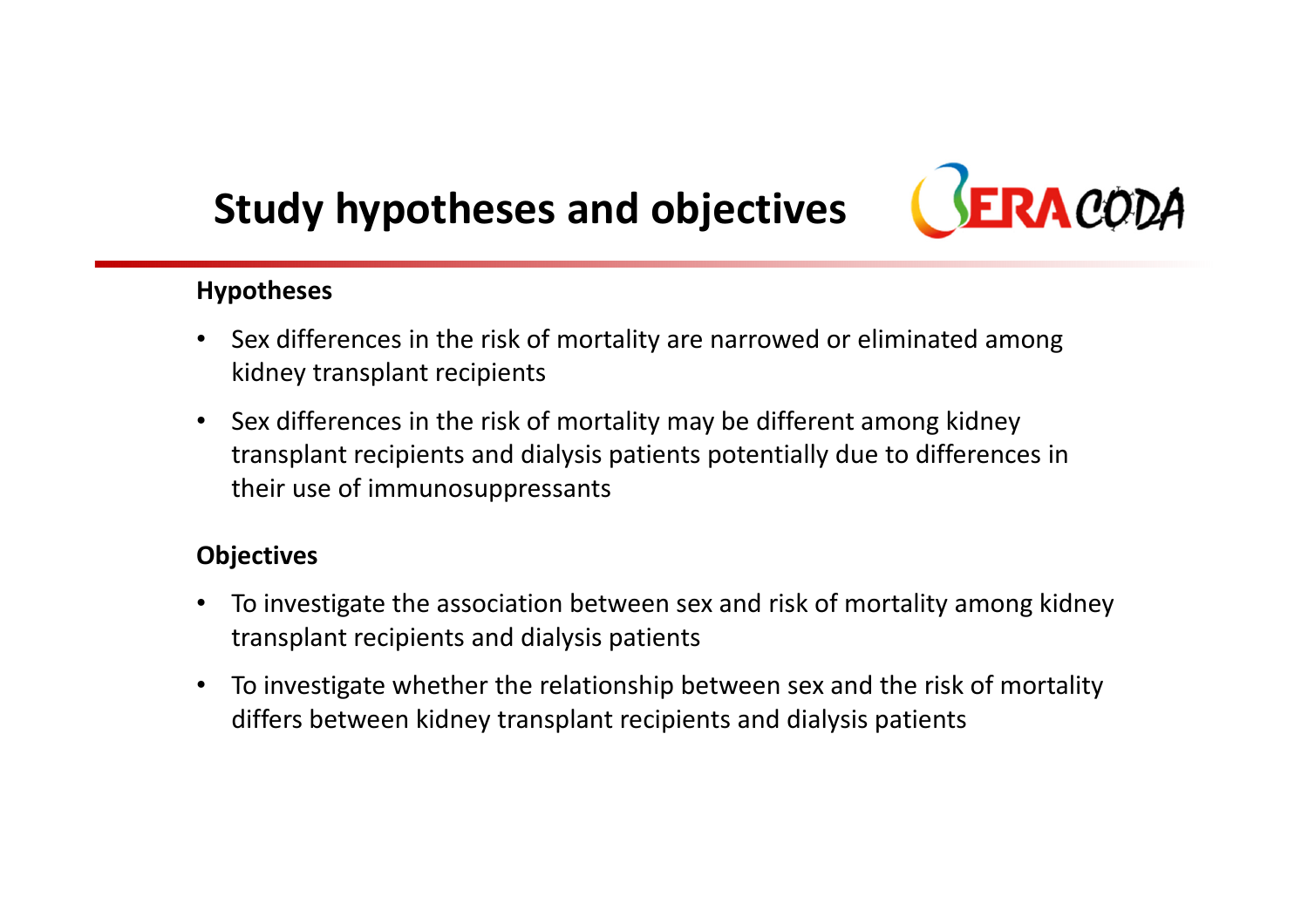# Study hypotheses and objectives

ERA CODA

### Hypotheses

- Sex differences in the risk of mortality are narrowed or eliminated among kidney transplant recipients
- Sex differences in the risk of mortality may be different among kidney transplant recipients and dialysis patients potentially due to differences in their use of immunosuppressants

### Objectives

- To investigate the association between sex and risk of mortality among kidney transplant recipients and dialysis patients
- To investigate whether the relationship between sex and the risk of mortality differs between kidney transplant recipients and dialysis patients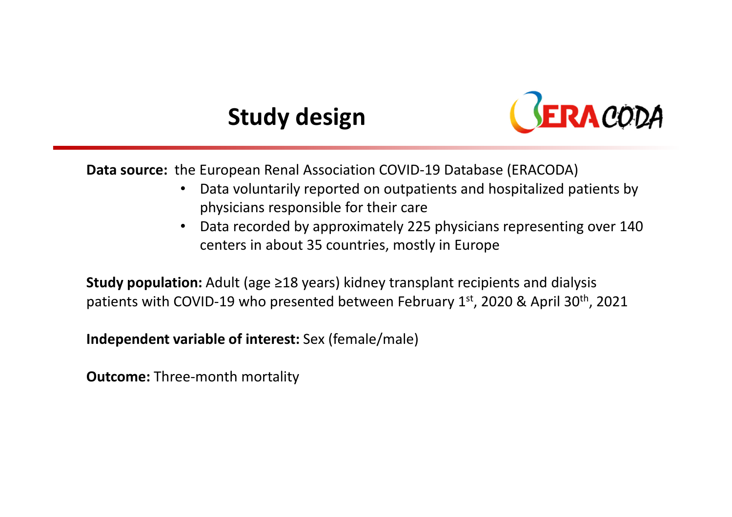# Study design

**Data source:** the European Renal Association COVID-19 Database (ERACODA)

- Data voluntarily reported on outpatients and hospitalized patients by physicians responsible for their care
- Data recorded by approximately 225 physicians representing over 140 centers in about 35 countries, mostly in Europe

**Study population:** Adult (age ≥18 years) kidney transplant recipients and dialysis patients with COVID-19 who presented between February 1st, 2020 & April 30th, 2021

**Independent variable of interest:** Sex (female/male)

**Outcome:** Three-month mortality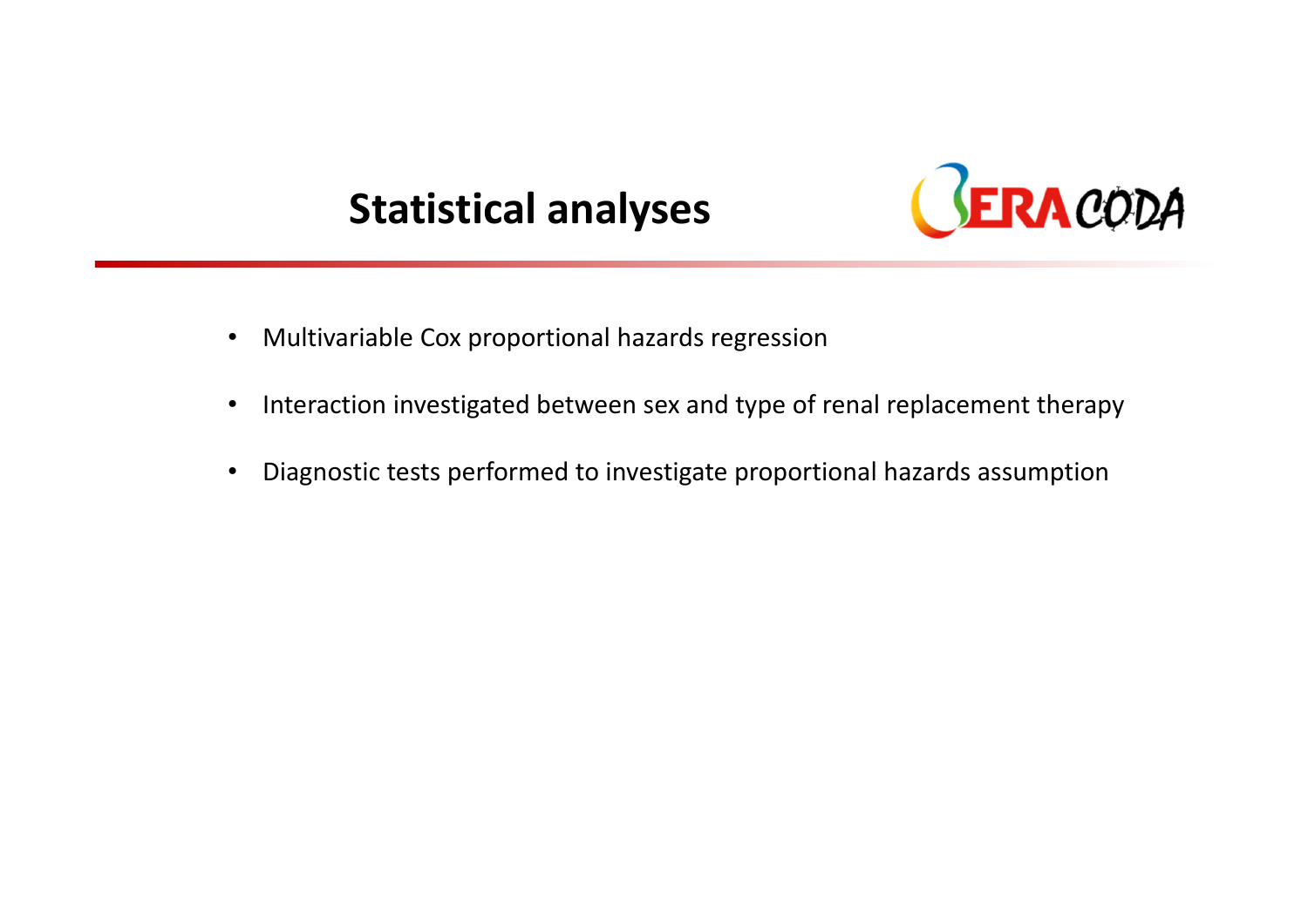# Statistical analyses

- Multivariable Cox proportional hazards regression
- Interaction investigated between sex and type of renal replacement therapy
- Diagnostic tests performed to investigate proportional hazards assumption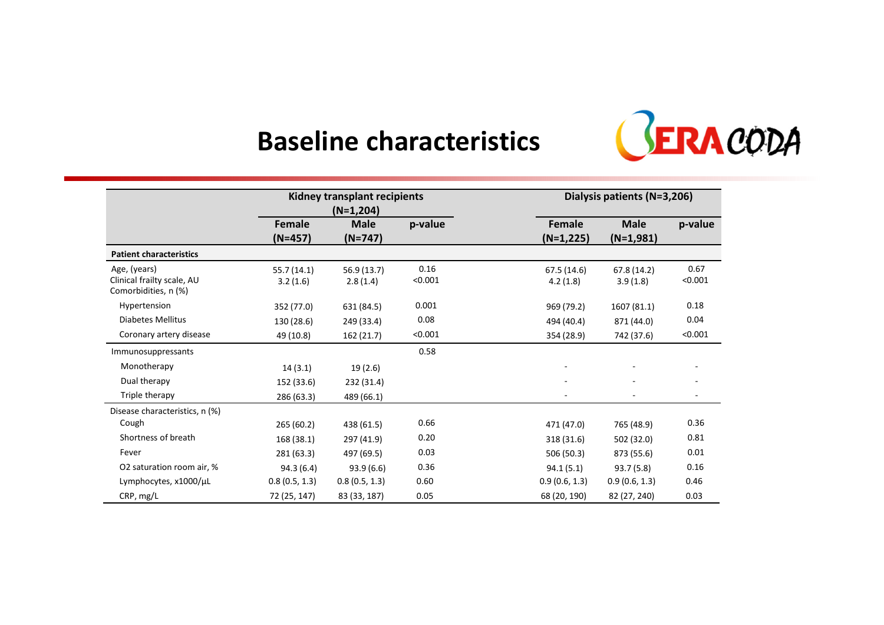# Baseline characteristics

ERACODA

| | Kidney transplant recipients (N=1,204) | | | Dialysis patients (N=3,206) | | |
|---|---|---|---|---|---|---|
| | Female (N=457) | Male (N=747) | p-value | Female (N=1,225) | Male (N=1,981) | p-value |
| **Patient characteristics** | | | | | | |
| Age, (years) | 55.7 (14.1) | 56.9 (13.7) | 0.16 | 67.5 (14.6) | 67.8 (14.2) | 0.67 |
| Clinical frailty scale, AU | 3.2 (1.6) | 2.8 (1.4) | <0.001 | 4.2 (1.8) | 3.9 (1.8) | <0.001 |
| Comorbidities, n (%) | | | | | | |
| Hypertension | 352 (77.0) | 631 (84.5) | 0.001 | 969 (79.2) | 1607 (81.1) | 0.18 |
| Diabetes Mellitus | 130 (28.6) | 249 (33.4) | 0.08 | 494 (40.4) | 871 (44.0) | 0.04 |
| Coronary artery disease | 49 (10.8) | 162 (21.7) | <0.001 | 354 (28.9) | 742 (37.6) | <0.001 |
| Immunosuppressants | | | 0.58 | | | |
| Monotherapy | 14 (3.1) | 19 (2.6) | | - | - | - |
| Dual therapy | 152 (33.6) | 232 (31.4) | | - | - | - |
| Triple therapy | 286 (63.3) | 489 (66.1) | | - | - | - |
| Disease characteristics, n (%) | | | | | | |
| Cough | 265 (60.2) | 438 (61.5) | 0.66 | 471 (47.0) | 765 (48.9) | 0.36 |
| Shortness of breath | 168 (38.1) | 297 (41.9) | 0.20 | 318 (31.6) | 502 (32.0) | 0.81 |
| Fever | 281 (63.3) | 497 (69.5) | 0.03 | 506 (50.3) | 873 (55.6) | 0.01 |
| O2 saturation room air, % | 94.3 (6.4) | 93.9 (6.6) | 0.36 | 94.1 (5.1) | 93.7 (5.8) | 0.16 |
| Lymphocytes, x1000/µL | 0.8 (0.5, 1.3) | 0.8 (0.5, 1.3) | 0.60 | 0.9 (0.6, 1.3) | 0.9 (0.6, 1.3) | 0.46 |
| CRP, mg/L | 72 (25, 147) | 83 (33, 187) | 0.05 | 68 (20, 190) | 82 (27, 240) | 0.03 |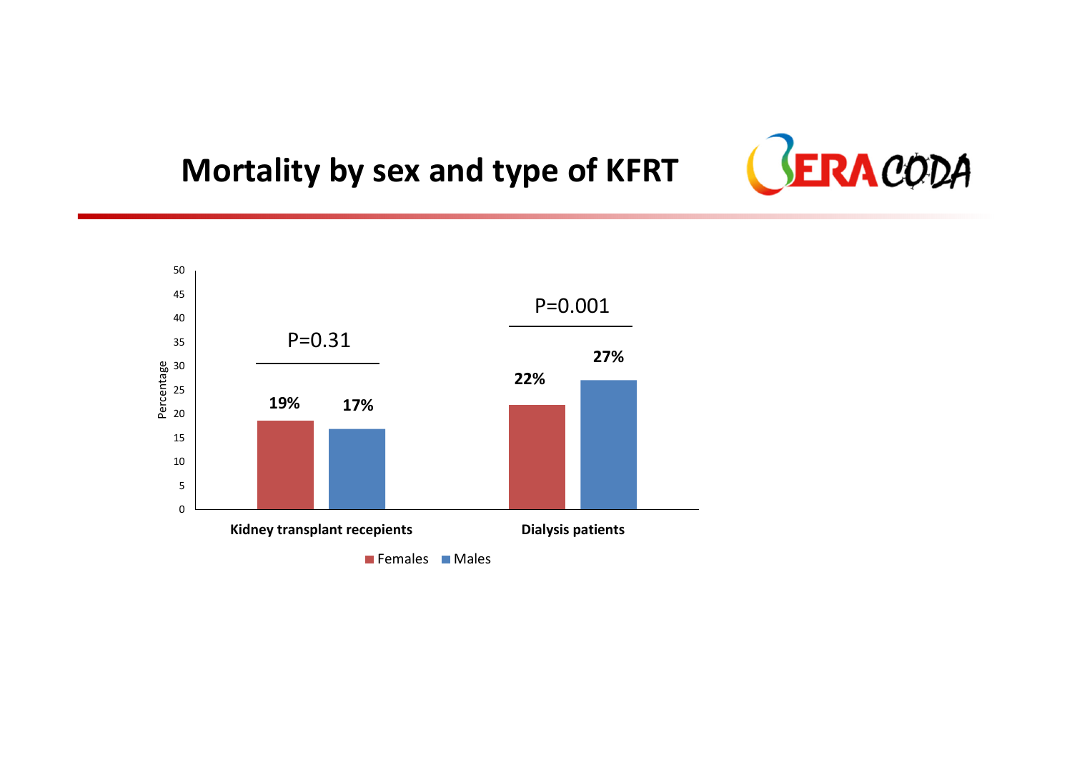# Mortality by sex and type of KFRT

ERACODA

| | Females | Males | P |
|---|---|---|---|
| Kidney transplant recepients | 19% | 17% | P=0.31 |
| Dialysis patients | 22% | 27% | P=0.001 |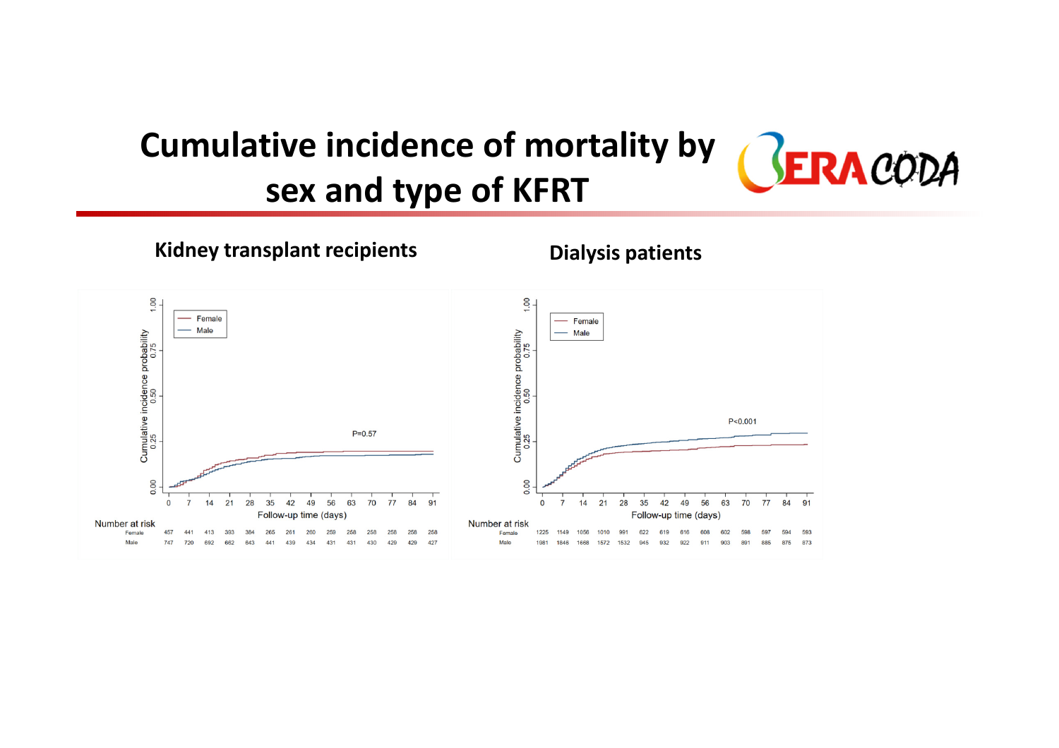# Cumulative incidence of mortality by sex and type of KFRT

ERACODA

## Kidney transplant recipients

P=0.57

Follow-up time (days)

Number at risk

| | 0 | 7 | 14 | 21 | 28 | 35 | 42 | 49 | 56 | 63 | 70 | 77 | 84 | 91 |
|---|---|---|---|---|---|---|---|---|---|---|---|---|---|---|
| Female | 457 | 441 | 413 | 393 | 384 | 265 | 261 | 260 | 259 | 258 | 258 | 258 | 258 | 258 |
| Male | 747 | 720 | 692 | 662 | 643 | 441 | 439 | 434 | 431 | 431 | 430 | 429 | 429 | 427 |

## Dialysis patients

P<0.001

Follow-up time (days)

Number at risk

| | 0 | 7 | 14 | 21 | 28 | 35 | 42 | 49 | 56 | 63 | 70 | 77 | 84 | 91 |
|---|---|---|---|---|---|---|---|---|---|---|---|---|---|---|
| Female | 1225 | 1149 | 1056 | 1010 | 991 | 622 | 619 | 616 | 608 | 602 | 598 | 597 | 594 | 593 |
| Male | 1981 | 1846 | 1668 | 1572 | 1532 | 945 | 932 | 922 | 911 | 903 | 891 | 885 | 875 | 873 |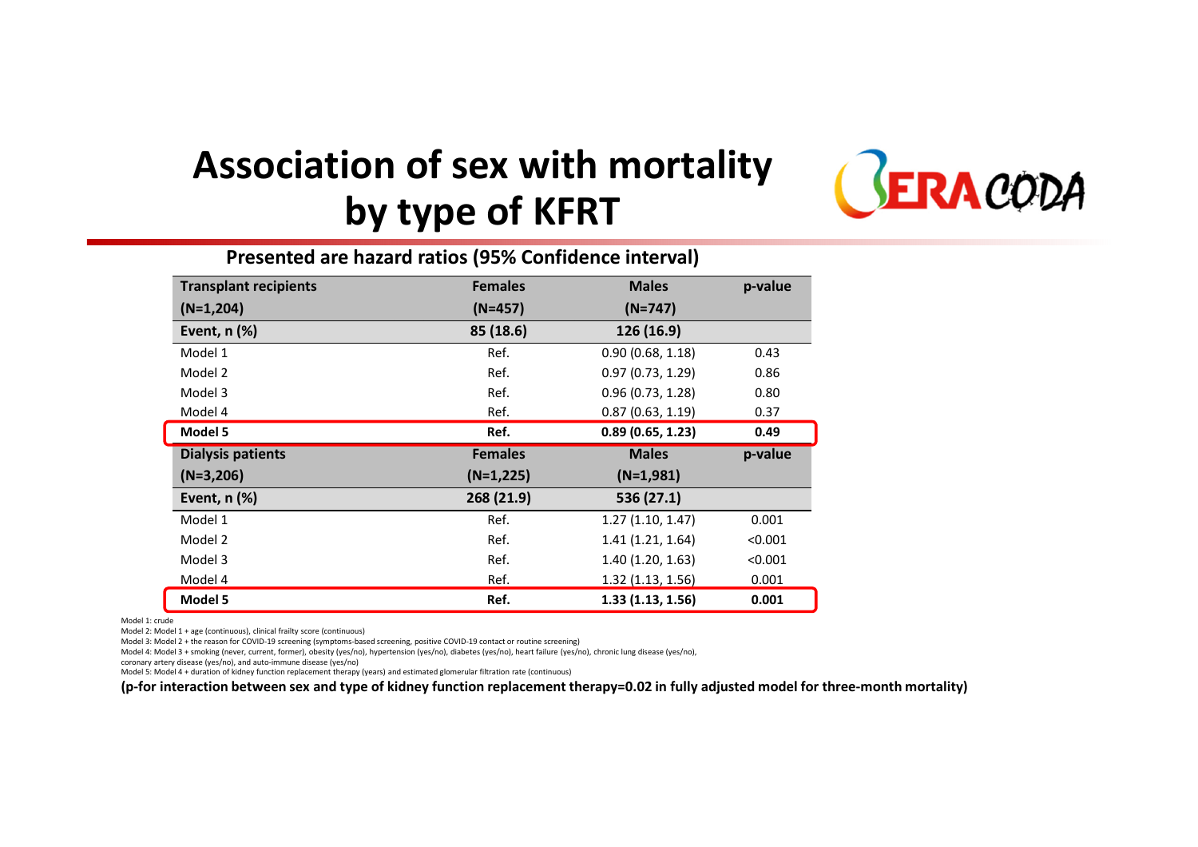# Association of sex with mortality by type of KFRT

ERACODA

**Presented are hazard ratios (95% Confidence interval)**

| **Transplant recipients (N=1,204)** | **Females (N=457)** | **Males (N=747)** | **p-value** |
|---|---|---|---|
| **Event, n (%)** | **85 (18.6)** | **126 (16.9)** | |
| Model 1 | Ref. | 0.90 (0.68, 1.18) | 0.43 |
| Model 2 | Ref. | 0.97 (0.73, 1.29) | 0.86 |
| Model 3 | Ref. | 0.96 (0.73, 1.28) | 0.80 |
| Model 4 | Ref. | 0.87 (0.63, 1.19) | 0.37 |
| **Model 5** | **Ref.** | **0.89 (0.65, 1.23)** | **0.49** |
| **Dialysis patients (N=3,206)** | **Females (N=1,225)** | **Males (N=1,981)** | **p-value** |
| **Event, n (%)** | **268 (21.9)** | **536 (27.1)** | |
| Model 1 | Ref. | 1.27 (1.10, 1.47) | 0.001 |
| Model 2 | Ref. | 1.41 (1.21, 1.64) | <0.001 |
| Model 3 | Ref. | 1.40 (1.20, 1.63) | <0.001 |
| Model 4 | Ref. | 1.32 (1.13, 1.56) | 0.001 |
| **Model 5** | **Ref.** | **1.33 (1.13, 1.56)** | **0.001** |

Model 1: crude

Model 2: Model 1 + age (continuous), clinical frailty score (continuous)

Model 3: Model 2 + the reason for COVID-19 screening (symptoms-based screening, positive COVID-19 contact or routine screening)

Model 4: Model 3 + smoking (never, current, former), obesity (yes/no), hypertension (yes/no), diabetes (yes/no), heart failure (yes/no), chronic lung disease (yes/no), coronary artery disease (yes/no), and auto-immune disease (yes/no)

Model 5: Model 4 + duration of kidney function replacement therapy (years) and estimated glomerular filtration rate (continuous)

**(p-for interaction between sex and type of kidney function replacement therapy=0.02 in fully adjusted model for three-month mortality)**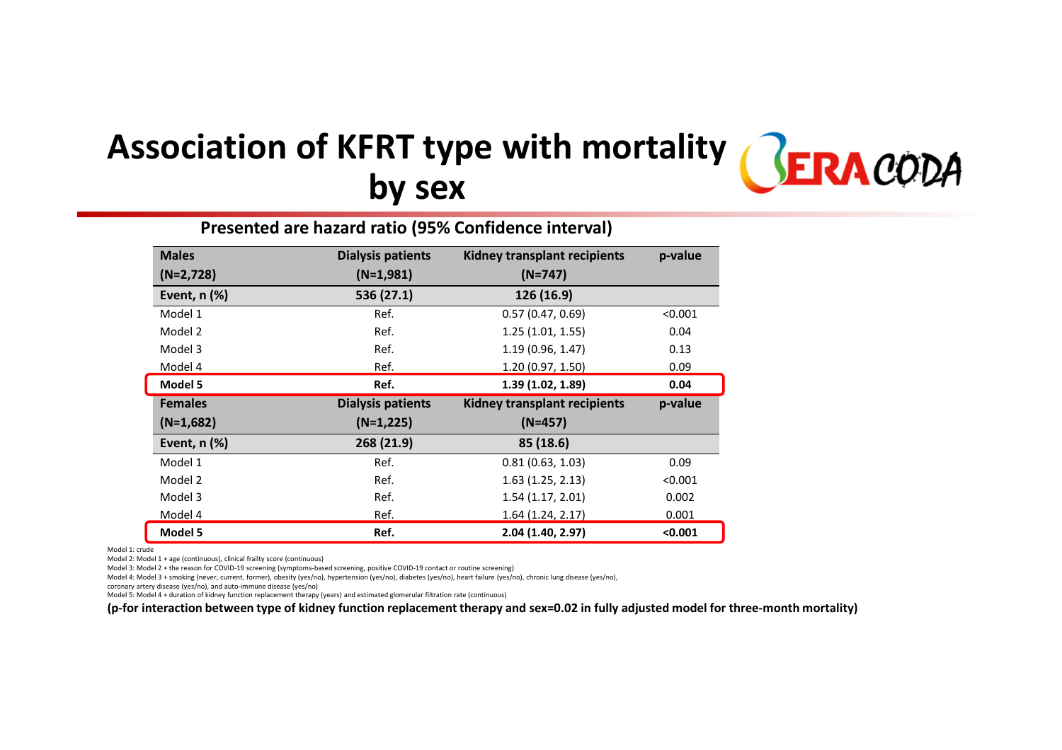# Association of KFRT type with mortality by sex

**Presented are hazard ratio (95% Confidence interval)**

| Males (N=2,728) | Dialysis patients (N=1,981) | Kidney transplant recipients (N=747) | p-value |
|---|---|---|---|
| **Event, n (%)** | **536 (27.1)** | **126 (16.9)** | |
| Model 1 | Ref. | 0.57 (0.47, 0.69) | <0.001 |
| Model 2 | Ref. | 1.25 (1.01, 1.55) | 0.04 |
| Model 3 | Ref. | 1.19 (0.96, 1.47) | 0.13 |
| Model 4 | Ref. | 1.20 (0.97, 1.50) | 0.09 |
| **Model 5** | **Ref.** | **1.39 (1.02, 1.89)** | **0.04** |
| **Females (N=1,682)** | **Dialysis patients (N=1,225)** | **Kidney transplant recipients (N=457)** | **p-value** |
| **Event, n (%)** | **268 (21.9)** | **85 (18.6)** | |
| Model 1 | Ref. | 0.81 (0.63, 1.03) | 0.09 |
| Model 2 | Ref. | 1.63 (1.25, 2.13) | <0.001 |
| Model 3 | Ref. | 1.54 (1.17, 2.01) | 0.002 |
| Model 4 | Ref. | 1.64 (1.24, 2.17) | 0.001 |
| **Model 5** | **Ref.** | **2.04 (1.40, 2.97)** | **<0.001** |

Model 1: crude

Model 2: Model 1 + age (continuous), clinical frailty score (continuous)

Model 3: Model 2 + the reason for COVID-19 screening (symptoms-based screening, positive COVID-19 contact or routine screening)

Model 4: Model 3 + smoking (never, current, former), obesity (yes/no), hypertension (yes/no), diabetes (yes/no), heart failure (yes/no), chronic lung disease (yes/no), coronary artery disease (yes/no), and auto-immune disease (yes/no)

Model 5: Model 4 + duration of kidney function replacement therapy (years) and estimated glomerular filtration rate (continuous)

**(p-for interaction between type of kidney function replacement therapy and sex=0.02 in fully adjusted model for three-month mortality)**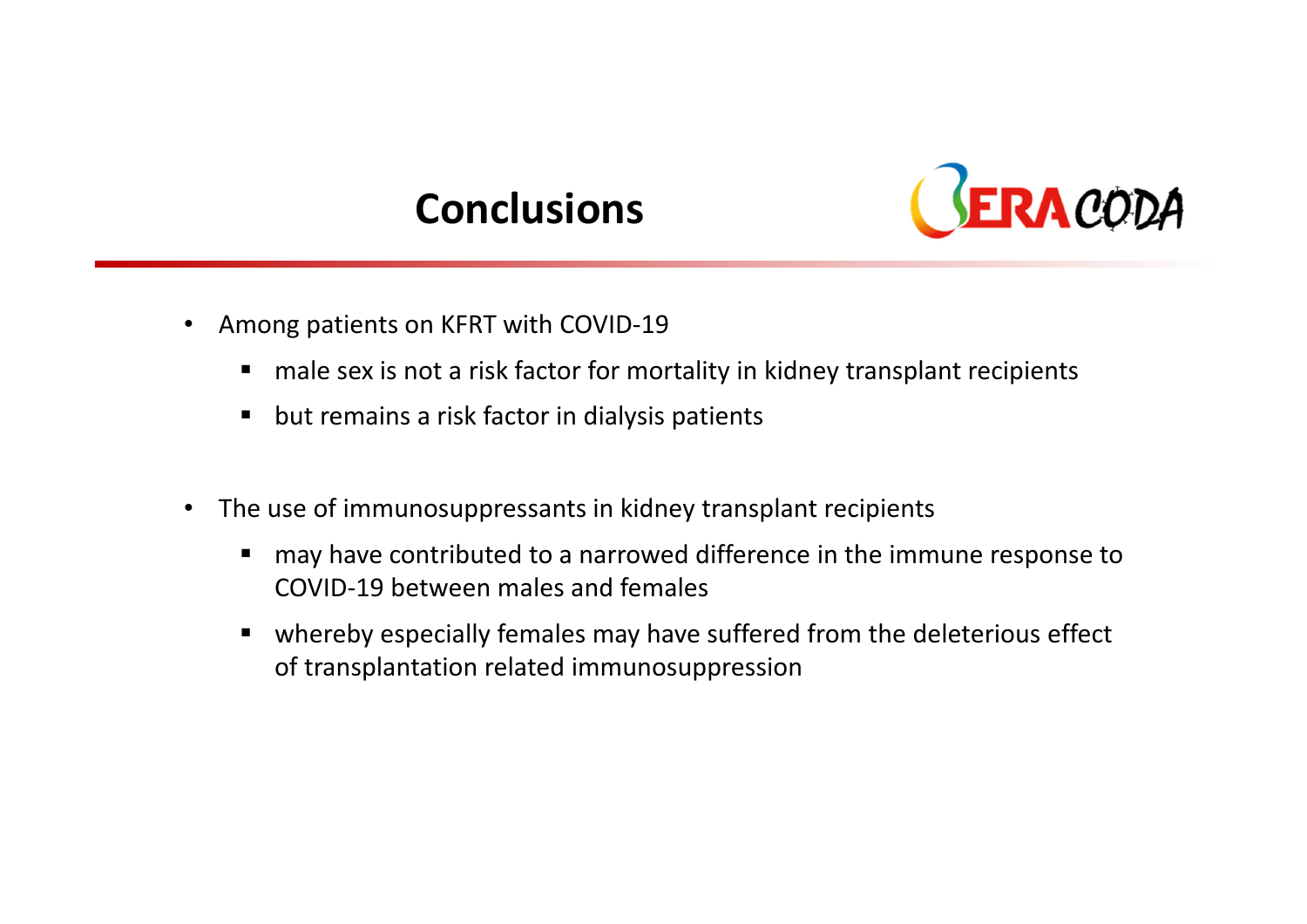# Conclusions

- Among patients on KFRT with COVID-19
  - male sex is not a risk factor for mortality in kidney transplant recipients
  - but remains a risk factor in dialysis patients

- The use of immunosuppressants in kidney transplant recipients
  - may have contributed to a narrowed difference in the immune response to COVID-19 between males and females
  - whereby especially females may have suffered from the deleterious effect of transplantation related immunosuppression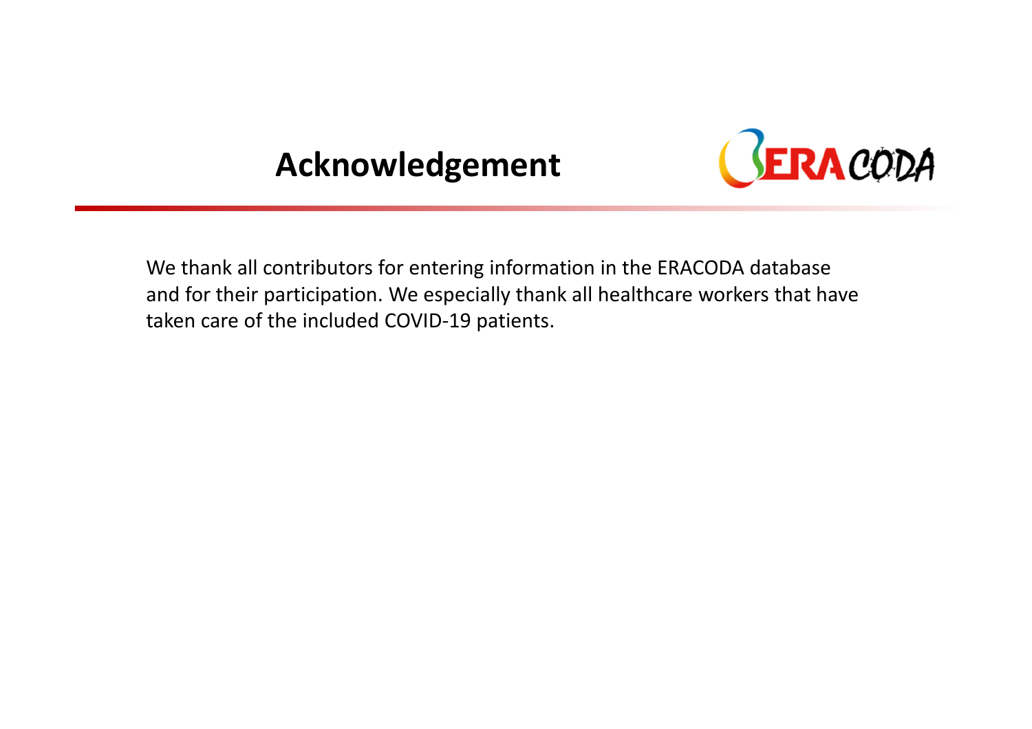# Acknowledgement

We thank all contributors for entering information in the ERACODA database and for their participation. We especially thank all healthcare workers that have taken care of the included COVID-19 patients.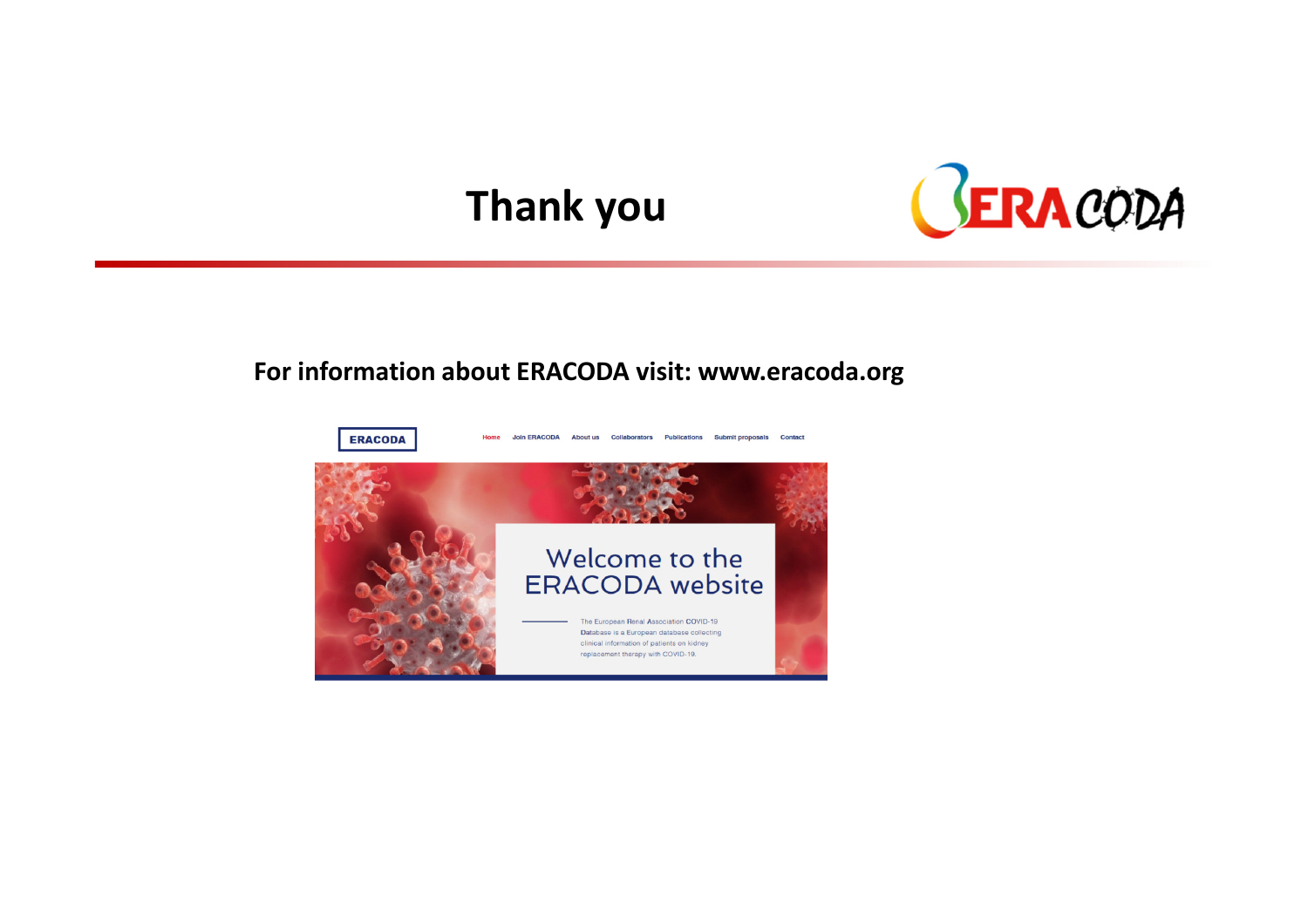# Thank you

ERACODA

**For information about ERACODA visit: www.eracoda.org**

ERACODA

Home Join ERACODA About us Collaborators Publications Submit proposals Contact

Welcome to the ERACODA website

The European Renal Association COVID-19 Database is a European database collecting clinical information of patients on kidney replacement therapy with COVID-19.